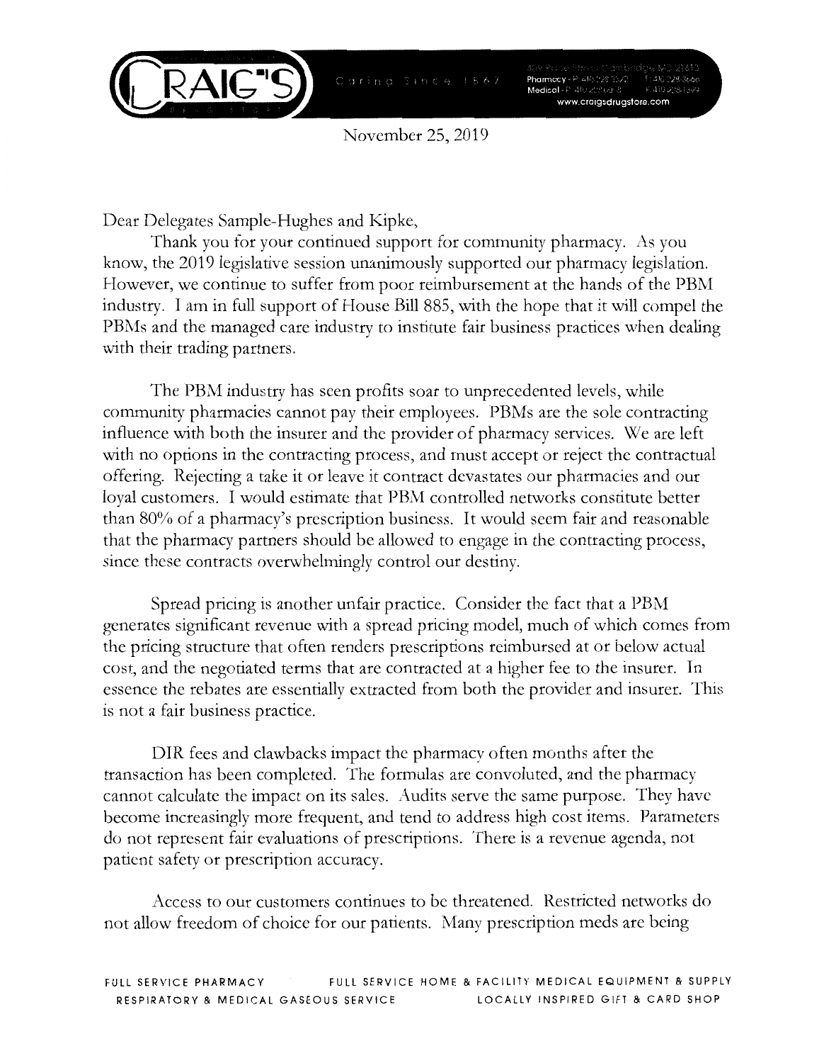November 25, 2019

Dear Delegates Sample-Hughes and Kipke,

Thank you for your continued support for community pharmacy. As you know, the 2019 legislative session unanimously supported our pharmacy legislation. However, we continue to suffer from poor reimbursement at the hands of the PBM industry. I am in full support of House Bill 885, with the hope that it will compel the PBMs and the managed care industry to institute fair business practices when dealing with their trading partners.

The PBM industry has seen profits soar to unprecedented levels, while community pharmacies cannot pay their employees. PBMs are the sole contracting influence with both the insurer and the provider of pharmacy services. We are left with no options in the contracting process, and must accept or reject the contractual offering. Rejecting a take it or leave it contract devastates our pharmacies and our loyal customers. I would estimate that PBM controlled networks constitute better than 80% of a pharmacy's prescription business. It would seem fair and reasonable that the pharmacy partners should be allowed to engage in the contracting process, since these contracts overwhelmingly control our destiny.

Spread pricing is another unfair practice. Consider the fact that a PBM generates significant revenue with a spread pricing model, much of which comes from the pricing structure that often renders prescriptions reimbursed at or below actual cost, and the negotiated terms that are contracted at a higher fee to the insurer. In essence the rebates are essentially extracted from both the provider and insurer. This is not a fair business practice.

DIR fees and clawbacks impact the pharmacy often months after the transaction has been completed. The formulas are convoluted, and the pharmacy cannot calculate the impact on its sales. Audits serve the same purpose. They have become increasingly more frequent, and tend to address high cost items. Parameters do not represent fair evaluations of prescriptions. There is a revenue agenda, not patient safety or prescription accuracy.

Access to our customers continues to be threatened. Restricted networks do not allow freedom of choice for our patients. Many prescription meds are being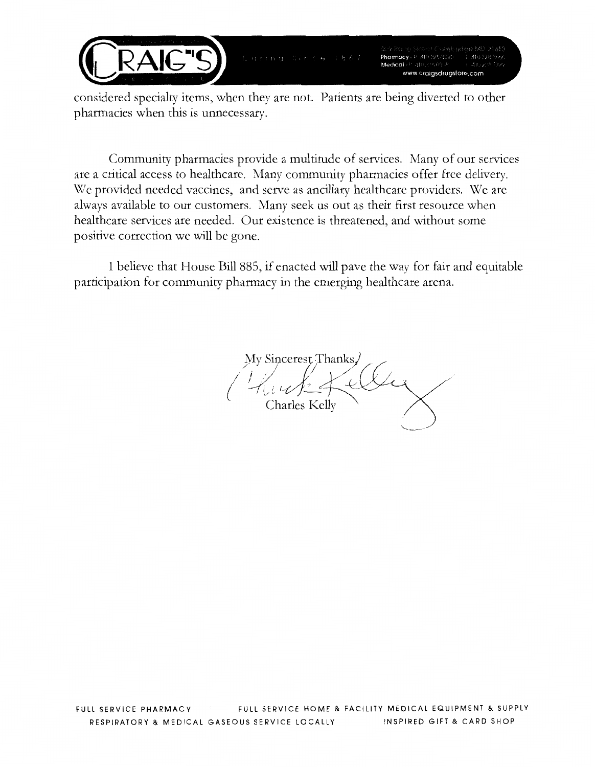considered specialty items, when they are not. Patients are being diverted to other pharmacies when this is unnecessary.

Community pharmacies provide a multitude of services. Many of our services are a critical access to healthcare. Many community pharmacies offer free delivery. We provided needed vaccines, and serve as ancillary healthcare providers. We are always available to our customers. Many seek us out as their first resource when healthcare services are needed. Our existence is threatened, and without some positive correction we will be gone.

I believe that House Bill 885, if enacted will pave the way for fair and equitable participation for community pharmacy in the emerging healthcare arena.

My Sincerest Thanks,

Charles Kelly